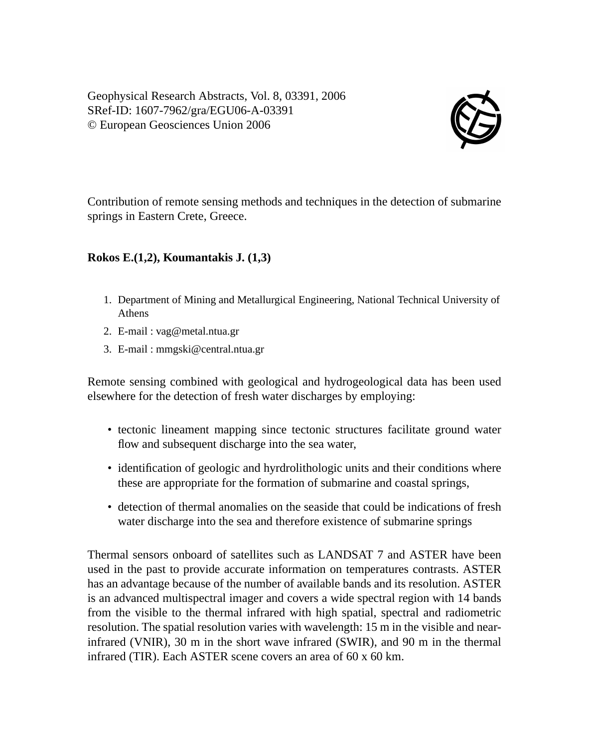Geophysical Research Abstracts, Vol. 8, 03391, 2006
SRef-ID: 1607-7962/gra/EGU06-A-03391
© European Geosciences Union 2006

# Contribution of remote sensing methods and techniques in the detection of submarine springs in Eastern Crete, Greece.

**Rokos E.(1,2), Koumantakis J. (1,3)**

1. Department of Mining and Metallurgical Engineering, National Technical University of Athens
2. E-mail : vag@metal.ntua.gr
3. E-mail : mmgski@central.ntua.gr

Remote sensing combined with geological and hydrogeological data has been used elsewhere for the detection of fresh water discharges by employing:

- tectonic lineament mapping since tectonic structures facilitate ground water flow and subsequent discharge into the sea water,
- identification of geologic and hyrdrolithologic units and their conditions where these are appropriate for the formation of submarine and coastal springs,
- detection of thermal anomalies on the seaside that could be indications of fresh water discharge into the sea and therefore existence of submarine springs

Thermal sensors onboard of satellites such as LANDSAT 7 and ASTER have been used in the past to provide accurate information on temperatures contrasts. ASTER has an advantage because of the number of available bands and its resolution. ASTER is an advanced multispectral imager and covers a wide spectral region with 14 bands from the visible to the thermal infrared with high spatial, spectral and radiometric resolution. The spatial resolution varies with wavelength: 15 m in the visible and near-infrared (VNIR), 30 m in the short wave infrared (SWIR), and 90 m in the thermal infrared (TIR). Each ASTER scene covers an area of 60 x 60 km.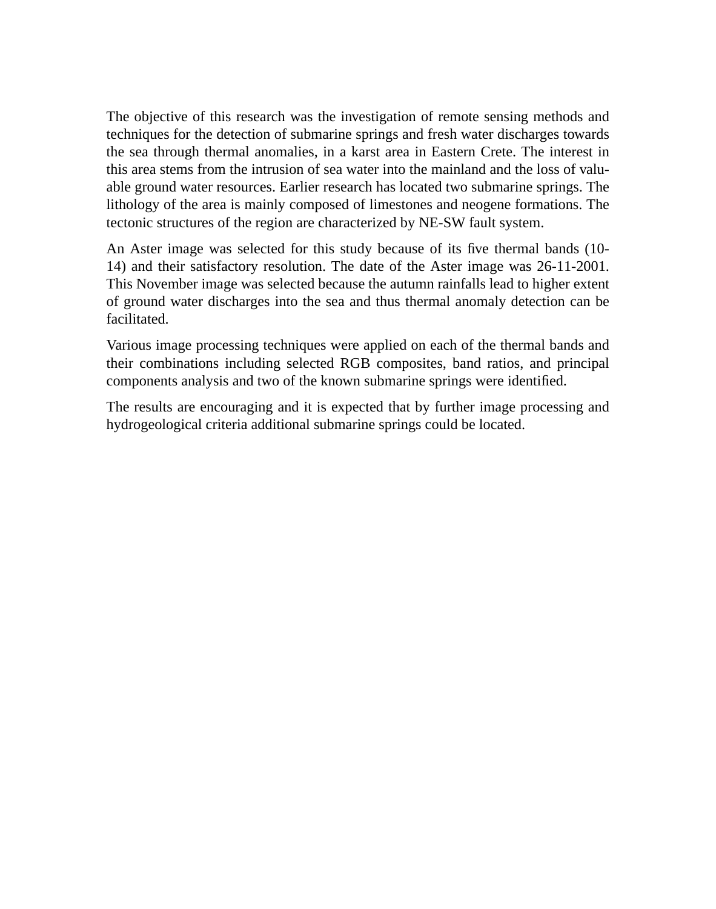The objective of this research was the investigation of remote sensing methods and techniques for the detection of submarine springs and fresh water discharges towards the sea through thermal anomalies, in a karst area in Eastern Crete. The interest in this area stems from the intrusion of sea water into the mainland and the loss of valuable ground water resources. Earlier research has located two submarine springs. The lithology of the area is mainly composed of limestones and neogene formations. The tectonic structures of the region are characterized by NE-SW fault system.

An Aster image was selected for this study because of its five thermal bands (10-14) and their satisfactory resolution. The date of the Aster image was 26-11-2001. This November image was selected because the autumn rainfalls lead to higher extent of ground water discharges into the sea and thus thermal anomaly detection can be facilitated.

Various image processing techniques were applied on each of the thermal bands and their combinations including selected RGB composites, band ratios, and principal components analysis and two of the known submarine springs were identified.

The results are encouraging and it is expected that by further image processing and hydrogeological criteria additional submarine springs could be located.